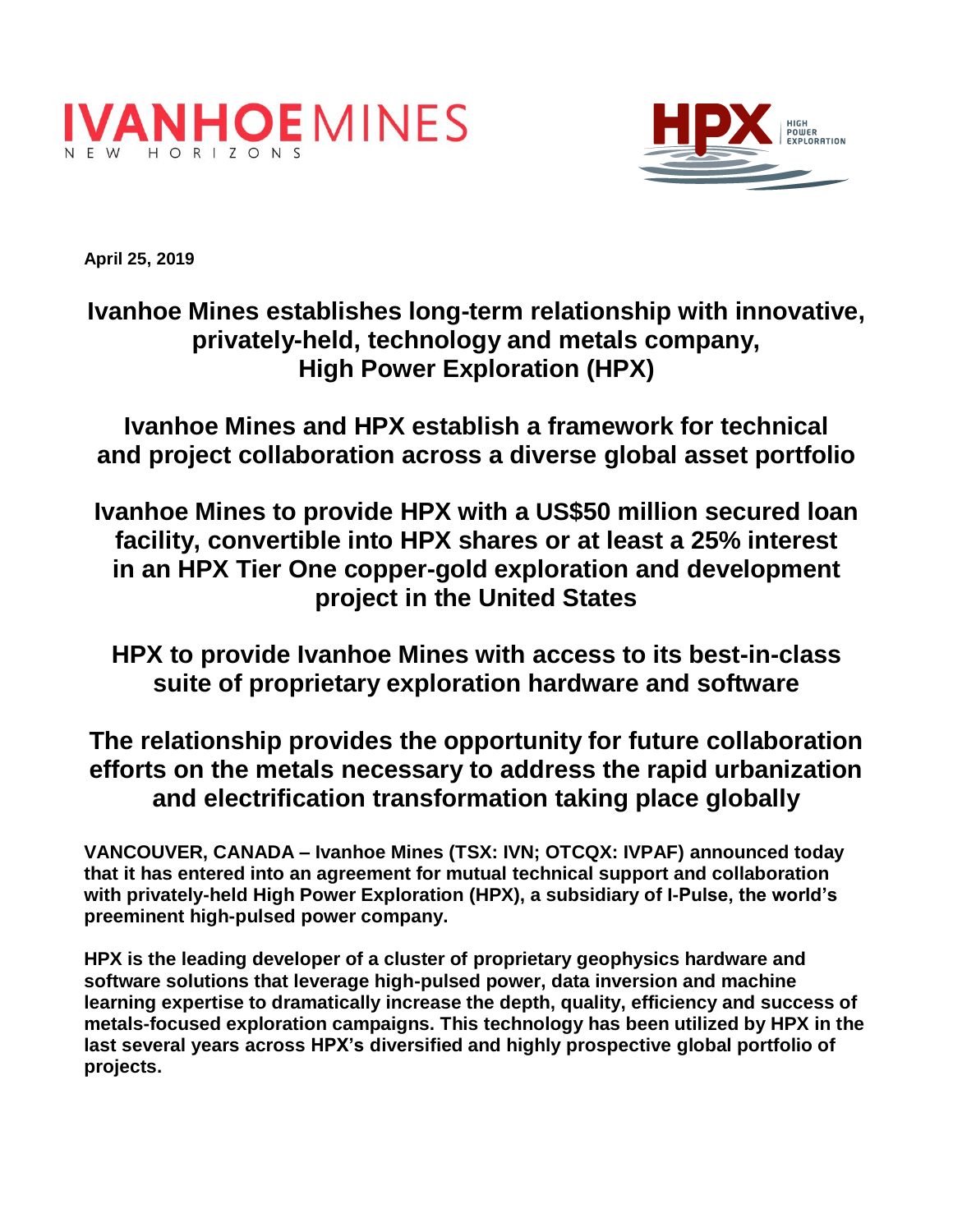**April 25, 2019**

# Ivanhoe Mines establishes long-term relationship with innovative, privately-held, technology and metals company, High Power Exploration (HPX)

## Ivanhoe Mines and HPX establish a framework for technical and project collaboration across a diverse global asset portfolio

## Ivanhoe Mines to provide HPX with a US$50 million secured loan facility, convertible into HPX shares or at least a 25% interest in an HPX Tier One copper-gold exploration and development project in the United States

## HPX to provide Ivanhoe Mines with access to its best-in-class suite of proprietary exploration hardware and software

## The relationship provides the opportunity for future collaboration efforts on the metals necessary to address the rapid urbanization and electrification transformation taking place globally

**VANCOUVER, CANADA – Ivanhoe Mines (TSX: IVN; OTCQX: IVPAF) announced today that it has entered into an agreement for mutual technical support and collaboration with privately-held High Power Exploration (HPX), a subsidiary of I-Pulse, the world's preeminent high-pulsed power company.**

**HPX is the leading developer of a cluster of proprietary geophysics hardware and software solutions that leverage high-pulsed power, data inversion and machine learning expertise to dramatically increase the depth, quality, efficiency and success of metals-focused exploration campaigns. This technology has been utilized by HPX in the last several years across HPX's diversified and highly prospective global portfolio of projects.**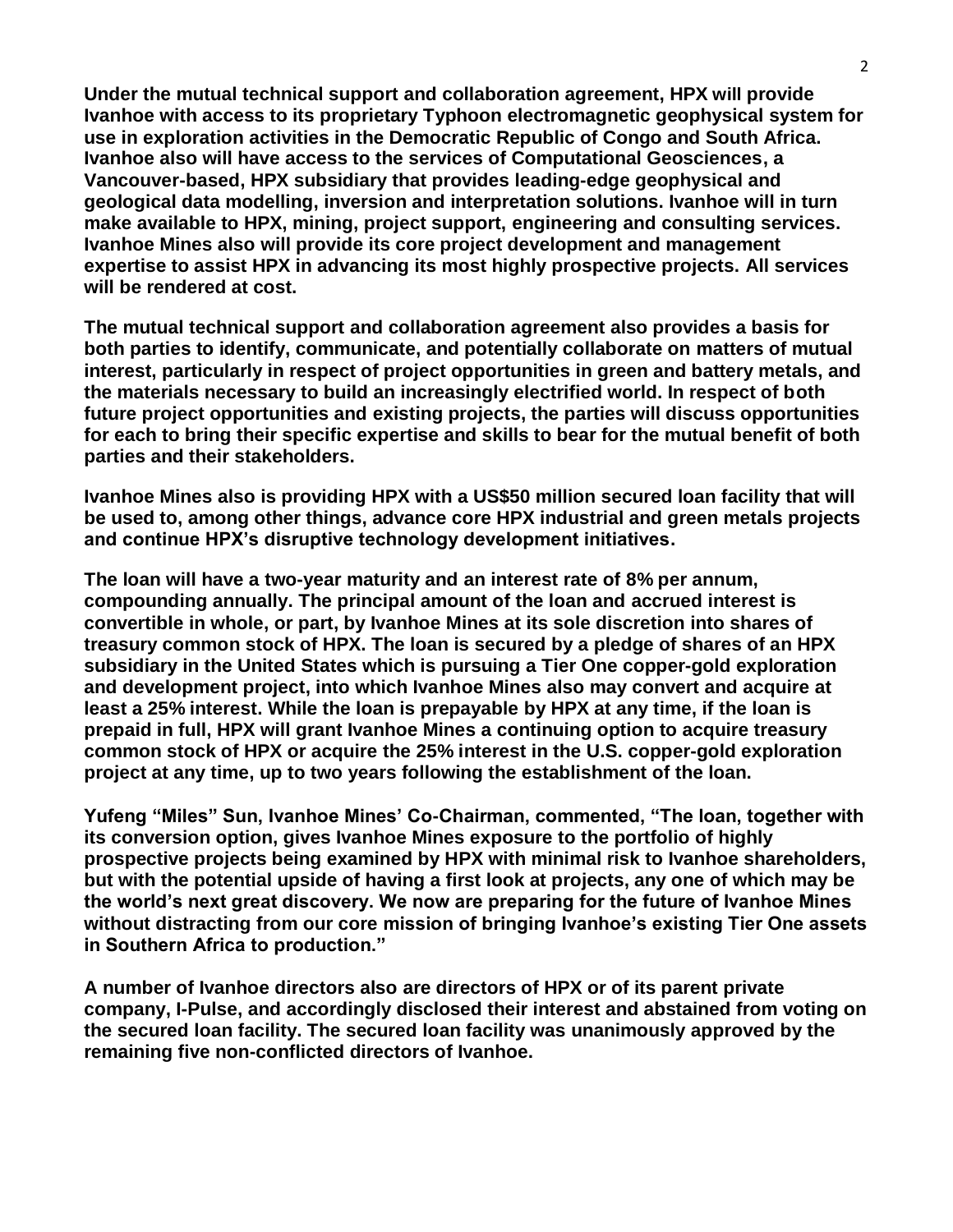**Under the mutual technical support and collaboration agreement, HPX will provide Ivanhoe with access to its proprietary Typhoon electromagnetic geophysical system for use in exploration activities in the Democratic Republic of Congo and South Africa. Ivanhoe also will have access to the services of Computational Geosciences, a Vancouver-based, HPX subsidiary that provides leading-edge geophysical and geological data modelling, inversion and interpretation solutions. Ivanhoe will in turn make available to HPX, mining, project support, engineering and consulting services. Ivanhoe Mines also will provide its core project development and management expertise to assist HPX in advancing its most highly prospective projects. All services will be rendered at cost.**

**The mutual technical support and collaboration agreement also provides a basis for both parties to identify, communicate, and potentially collaborate on matters of mutual interest, particularly in respect of project opportunities in green and battery metals, and the materials necessary to build an increasingly electrified world. In respect of both future project opportunities and existing projects, the parties will discuss opportunities for each to bring their specific expertise and skills to bear for the mutual benefit of both parties and their stakeholders.**

**Ivanhoe Mines also is providing HPX with a US$50 million secured loan facility that will be used to, among other things, advance core HPX industrial and green metals projects and continue HPX's disruptive technology development initiatives.**

**The loan will have a two-year maturity and an interest rate of 8% per annum, compounding annually. The principal amount of the loan and accrued interest is convertible in whole, or part, by Ivanhoe Mines at its sole discretion into shares of treasury common stock of HPX. The loan is secured by a pledge of shares of an HPX subsidiary in the United States which is pursuing a Tier One copper-gold exploration and development project, into which Ivanhoe Mines also may convert and acquire at least a 25% interest. While the loan is prepayable by HPX at any time, if the loan is prepaid in full, HPX will grant Ivanhoe Mines a continuing option to acquire treasury common stock of HPX or acquire the 25% interest in the U.S. copper-gold exploration project at any time, up to two years following the establishment of the loan.**

**Yufeng "Miles" Sun, Ivanhoe Mines' Co-Chairman, commented, "The loan, together with its conversion option, gives Ivanhoe Mines exposure to the portfolio of highly prospective projects being examined by HPX with minimal risk to Ivanhoe shareholders, but with the potential upside of having a first look at projects, any one of which may be the world's next great discovery. We now are preparing for the future of Ivanhoe Mines without distracting from our core mission of bringing Ivanhoe's existing Tier One assets in Southern Africa to production."**

**A number of Ivanhoe directors also are directors of HPX or of its parent private company, I-Pulse, and accordingly disclosed their interest and abstained from voting on the secured loan facility. The secured loan facility was unanimously approved by the remaining five non-conflicted directors of Ivanhoe.**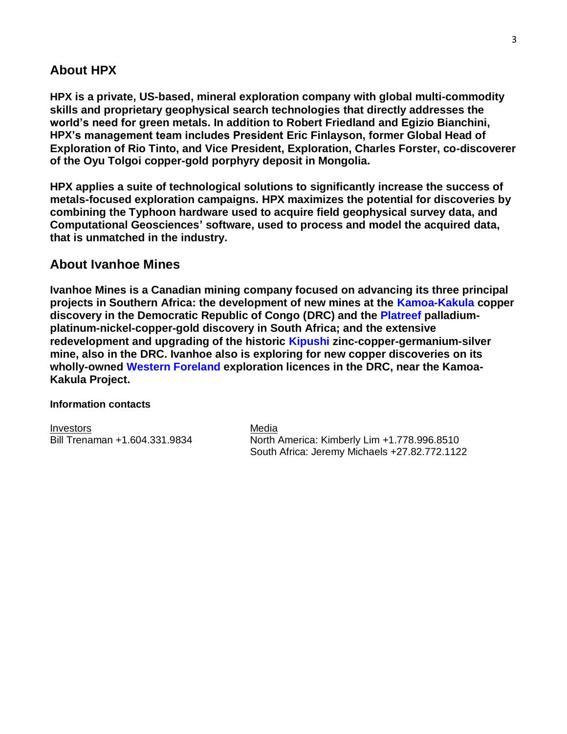## About HPX

**HPX is a private, US-based, mineral exploration company with global multi-commodity skills and proprietary geophysical search technologies that directly addresses the world's need for green metals. In addition to Robert Friedland and Egizio Bianchini, HPX's management team includes President Eric Finlayson, former Global Head of Exploration of Rio Tinto, and Vice President, Exploration, Charles Forster, co-discoverer of the Oyu Tolgoi copper-gold porphyry deposit in Mongolia.**

**HPX applies a suite of technological solutions to significantly increase the success of metals-focused exploration campaigns. HPX maximizes the potential for discoveries by combining the Typhoon hardware used to acquire field geophysical survey data, and Computational Geosciences' software, used to process and model the acquired data, that is unmatched in the industry.**

## About Ivanhoe Mines

**Ivanhoe Mines is a Canadian mining company focused on advancing its three principal projects in Southern Africa: the development of new mines at the Kamoa-Kakula copper discovery in the Democratic Republic of Congo (DRC) and the Platreef palladium-platinum-nickel-copper-gold discovery in South Africa; and the extensive redevelopment and upgrading of the historic Kipushi zinc-copper-germanium-silver mine, also in the DRC. Ivanhoe also is exploring for new copper discoveries on its wholly-owned Western Foreland exploration licences in the DRC, near the Kamoa-Kakula Project.**

**Information contacts**

Investors
Bill Trenaman +1.604.331.9834

Media
North America: Kimberly Lim +1.778.996.8510
South Africa: Jeremy Michaels +27.82.772.1122